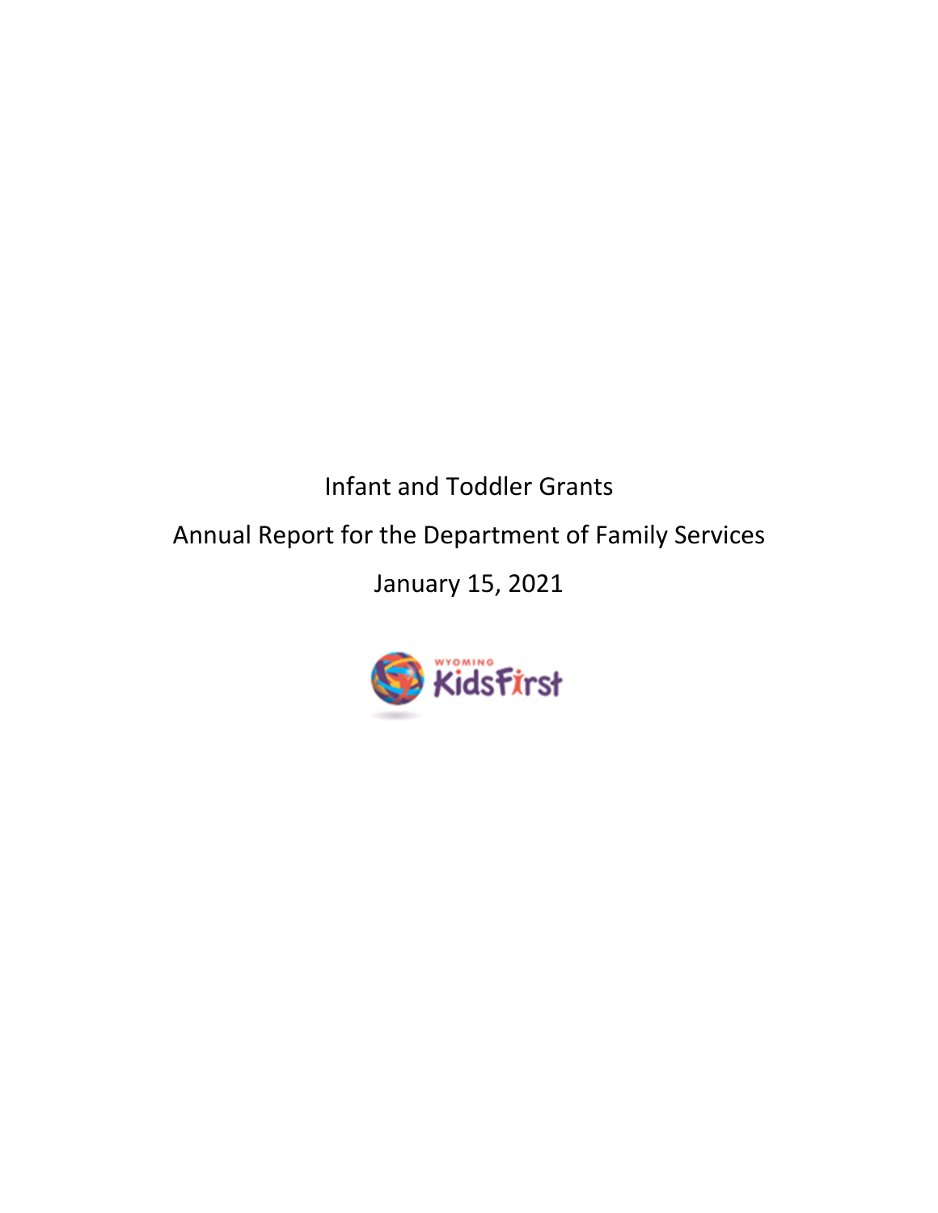# Infant and Toddler Grants

## Annual Report for the Department of Family Services

January 15, 2021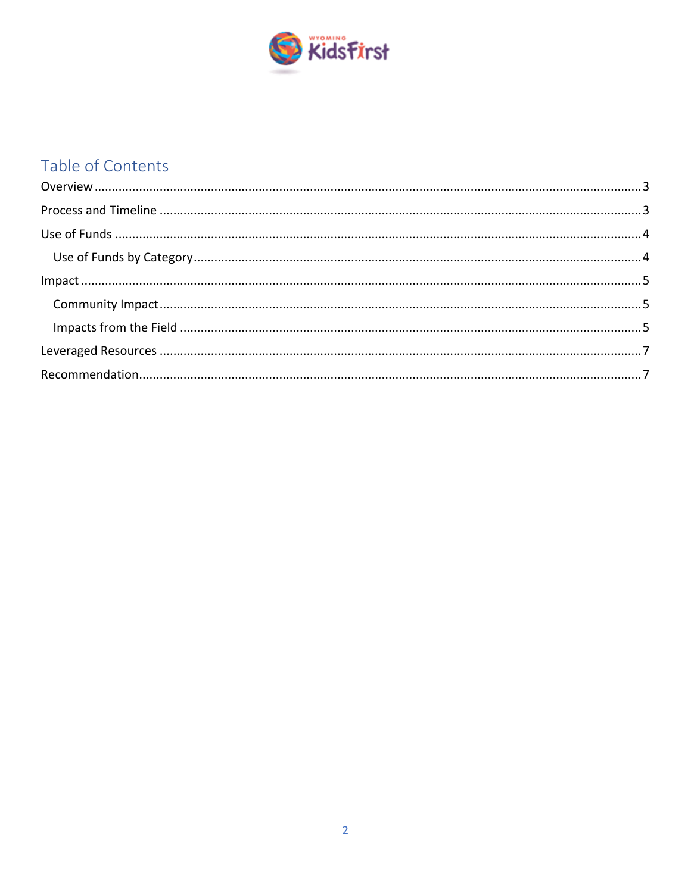# Table of Contents

- Overview ..... 3
- Process and Timeline ..... 3
- Use of Funds ..... 4
  - Use of Funds by Category ..... 4
- Impact ..... 5
  - Community Impact ..... 5
  - Impacts from the Field ..... 5
- Leveraged Resources ..... 7
- Recommendation ..... 7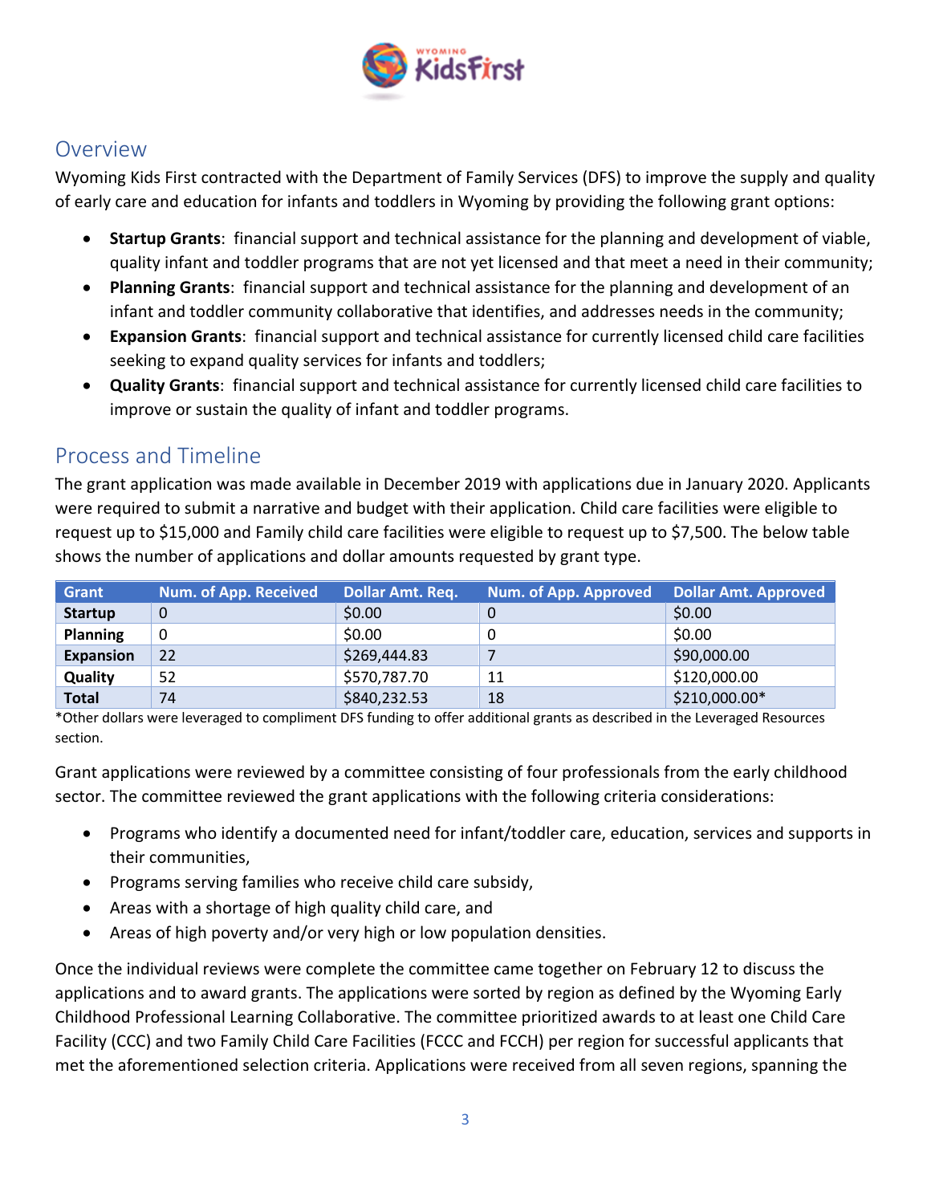## Overview

Wyoming Kids First contracted with the Department of Family Services (DFS) to improve the supply and quality of early care and education for infants and toddlers in Wyoming by providing the following grant options:

- **Startup Grants**: financial support and technical assistance for the planning and development of viable, quality infant and toddler programs that are not yet licensed and that meet a need in their community;
- **Planning Grants**: financial support and technical assistance for the planning and development of an infant and toddler community collaborative that identifies, and addresses needs in the community;
- **Expansion Grants**: financial support and technical assistance for currently licensed child care facilities seeking to expand quality services for infants and toddlers;
- **Quality Grants**: financial support and technical assistance for currently licensed child care facilities to improve or sustain the quality of infant and toddler programs.

## Process and Timeline

The grant application was made available in December 2019 with applications due in January 2020. Applicants were required to submit a narrative and budget with their application. Child care facilities were eligible to request up to $15,000 and Family child care facilities were eligible to request up to $7,500. The below table shows the number of applications and dollar amounts requested by grant type.

| Grant | Num. of App. Received | Dollar Amt. Req. | Num. of App. Approved | Dollar Amt. Approved |
|---|---|---|---|---|
| **Startup** | 0 | $0.00 | 0 | $0.00 |
| **Planning** | 0 | $0.00 | 0 | $0.00 |
| **Expansion** | 22 | $269,444.83 | 7 | $90,000.00 |
| **Quality** | 52 | $570,787.70 | 11 | $120,000.00 |
| **Total** | 74 | $840,232.53 | 18 | $210,000.00* |

*Other dollars were leveraged to compliment DFS funding to offer additional grants as described in the Leveraged Resources section.

Grant applications were reviewed by a committee consisting of four professionals from the early childhood sector. The committee reviewed the grant applications with the following criteria considerations:

- Programs who identify a documented need for infant/toddler care, education, services and supports in their communities,
- Programs serving families who receive child care subsidy,
- Areas with a shortage of high quality child care, and
- Areas of high poverty and/or very high or low population densities.

Once the individual reviews were complete the committee came together on February 12 to discuss the applications and to award grants. The applications were sorted by region as defined by the Wyoming Early Childhood Professional Learning Collaborative. The committee prioritized awards to at least one Child Care Facility (CCC) and two Family Child Care Facilities (FCCC and FCCH) per region for successful applicants that met the aforementioned selection criteria. Applications were received from all seven regions, spanning the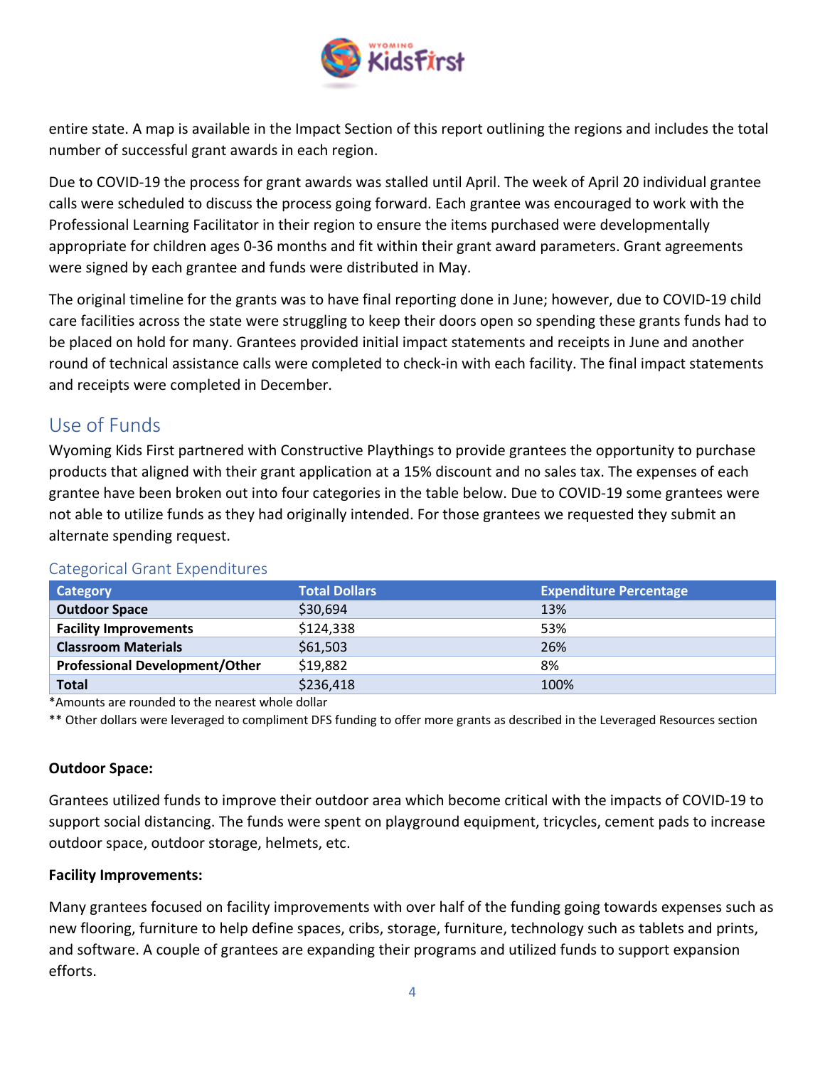entire state. A map is available in the Impact Section of this report outlining the regions and includes the total number of successful grant awards in each region.

Due to COVID-19 the process for grant awards was stalled until April. The week of April 20 individual grantee calls were scheduled to discuss the process going forward. Each grantee was encouraged to work with the Professional Learning Facilitator in their region to ensure the items purchased were developmentally appropriate for children ages 0-36 months and fit within their grant award parameters. Grant agreements were signed by each grantee and funds were distributed in May.

The original timeline for the grants was to have final reporting done in June; however, due to COVID-19 child care facilities across the state were struggling to keep their doors open so spending these grants funds had to be placed on hold for many. Grantees provided initial impact statements and receipts in June and another round of technical assistance calls were completed to check-in with each facility. The final impact statements and receipts were completed in December.

## Use of Funds

Wyoming Kids First partnered with Constructive Playthings to provide grantees the opportunity to purchase products that aligned with their grant application at a 15% discount and no sales tax. The expenses of each grantee have been broken out into four categories in the table below. Due to COVID-19 some grantees were not able to utilize funds as they had originally intended. For those grantees we requested they submit an alternate spending request.

### Categorical Grant Expenditures

| Category | Total Dollars | Expenditure Percentage |
|---|---|---|
| **Outdoor Space** | $30,694 | 13% |
| **Facility Improvements** | $124,338 | 53% |
| **Classroom Materials** | $61,503 | 26% |
| **Professional Development/Other** | $19,882 | 8% |
| **Total** | $236,418 | 100% |

*Amounts are rounded to the nearest whole dollar

** Other dollars were leveraged to compliment DFS funding to offer more grants as described in the Leveraged Resources section

**Outdoor Space:**

Grantees utilized funds to improve their outdoor area which become critical with the impacts of COVID-19 to support social distancing. The funds were spent on playground equipment, tricycles, cement pads to increase outdoor space, outdoor storage, helmets, etc.

**Facility Improvements:**

Many grantees focused on facility improvements with over half of the funding going towards expenses such as new flooring, furniture to help define spaces, cribs, storage, furniture, technology such as tablets and prints, and software. A couple of grantees are expanding their programs and utilized funds to support expansion efforts.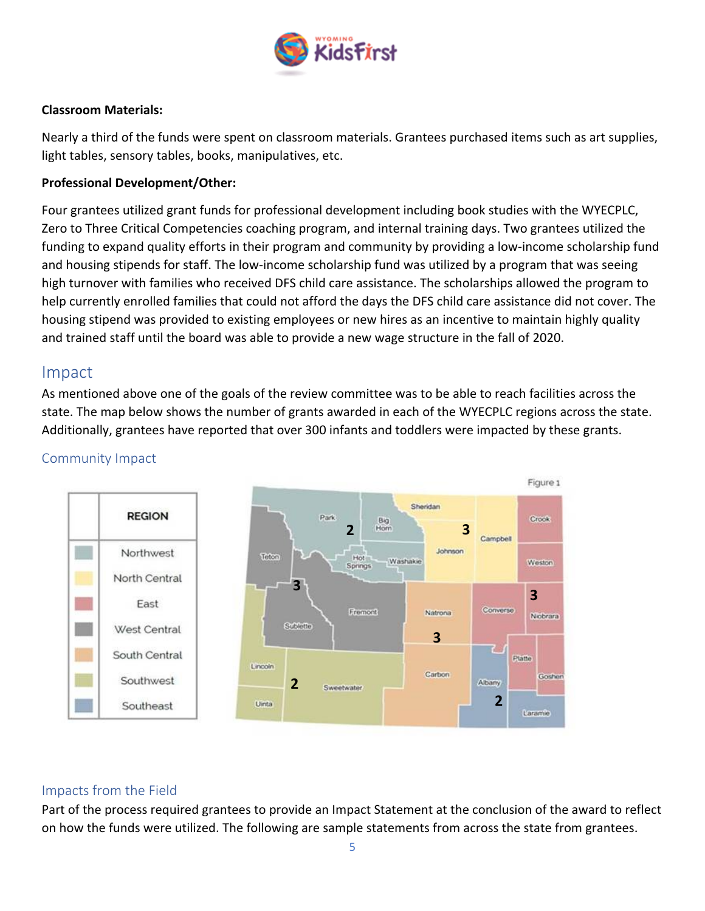**Classroom Materials:**

Nearly a third of the funds were spent on classroom materials. Grantees purchased items such as art supplies, light tables, sensory tables, books, manipulatives, etc.

**Professional Development/Other:**

Four grantees utilized grant funds for professional development including book studies with the WYECPLC, Zero to Three Critical Competencies coaching program, and internal training days. Two grantees utilized the funding to expand quality efforts in their program and community by providing a low-income scholarship fund and housing stipends for staff. The low-income scholarship fund was utilized by a program that was seeing high turnover with families who received DFS child care assistance. The scholarships allowed the program to help currently enrolled families that could not afford the days the DFS child care assistance did not cover. The housing stipend was provided to existing employees or new hires as an incentive to maintain highly quality and trained staff until the board was able to provide a new wage structure in the fall of 2020.

## Impact

As mentioned above one of the goals of the review committee was to be able to reach facilities across the state. The map below shows the number of grants awarded in each of the WYECPLC regions across the state. Additionally, grantees have reported that over 300 infants and toddlers were impacted by these grants.

### Community Impact

| REGION |
|---|
| Northwest |
| North Central |
| East |
| West Central |
| South Central |
| Southwest |
| Southeast |

Figure 1

| Region | Grants Awarded |
|---|---|
| Northwest | 2 |
| North Central | 3 |
| East | 3 |
| West Central | 3 |
| South Central | 3 |
| Southwest | 2 |
| Southeast | 2 |

### Impacts from the Field

Part of the process required grantees to provide an Impact Statement at the conclusion of the award to reflect on how the funds were utilized. The following are sample statements from across the state from grantees.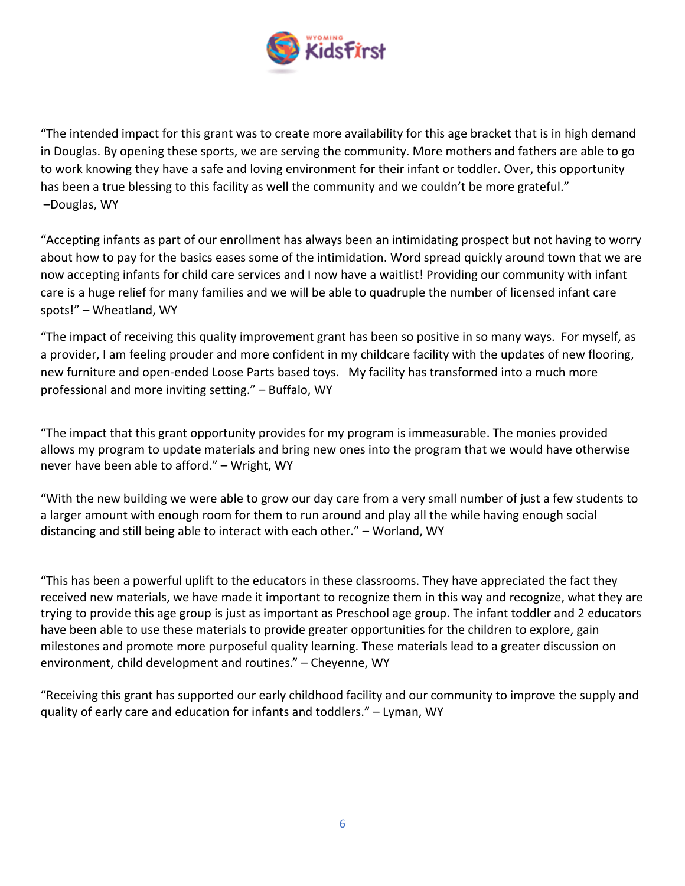"The intended impact for this grant was to create more availability for this age bracket that is in high demand in Douglas. By opening these sports, we are serving the community. More mothers and fathers are able to go to work knowing they have a safe and loving environment for their infant or toddler. Over, this opportunity has been a true blessing to this facility as well the community and we couldn't be more grateful."
–Douglas, WY

"Accepting infants as part of our enrollment has always been an intimidating prospect but not having to worry about how to pay for the basics eases some of the intimidation. Word spread quickly around town that we are now accepting infants for child care services and I now have a waitlist! Providing our community with infant care is a huge relief for many families and we will be able to quadruple the number of licensed infant care spots!" – Wheatland, WY

"The impact of receiving this quality improvement grant has been so positive in so many ways. For myself, as a provider, I am feeling prouder and more confident in my childcare facility with the updates of new flooring, new furniture and open-ended Loose Parts based toys. My facility has transformed into a much more professional and more inviting setting." – Buffalo, WY

"The impact that this grant opportunity provides for my program is immeasurable. The monies provided allows my program to update materials and bring new ones into the program that we would have otherwise never have been able to afford." – Wright, WY

"With the new building we were able to grow our day care from a very small number of just a few students to a larger amount with enough room for them to run around and play all the while having enough social distancing and still being able to interact with each other." – Worland, WY

"This has been a powerful uplift to the educators in these classrooms. They have appreciated the fact they received new materials, we have made it important to recognize them in this way and recognize, what they are trying to provide this age group is just as important as Preschool age group. The infant toddler and 2 educators have been able to use these materials to provide greater opportunities for the children to explore, gain milestones and promote more purposeful quality learning. These materials lead to a greater discussion on environment, child development and routines." – Cheyenne, WY

"Receiving this grant has supported our early childhood facility and our community to improve the supply and quality of early care and education for infants and toddlers." – Lyman, WY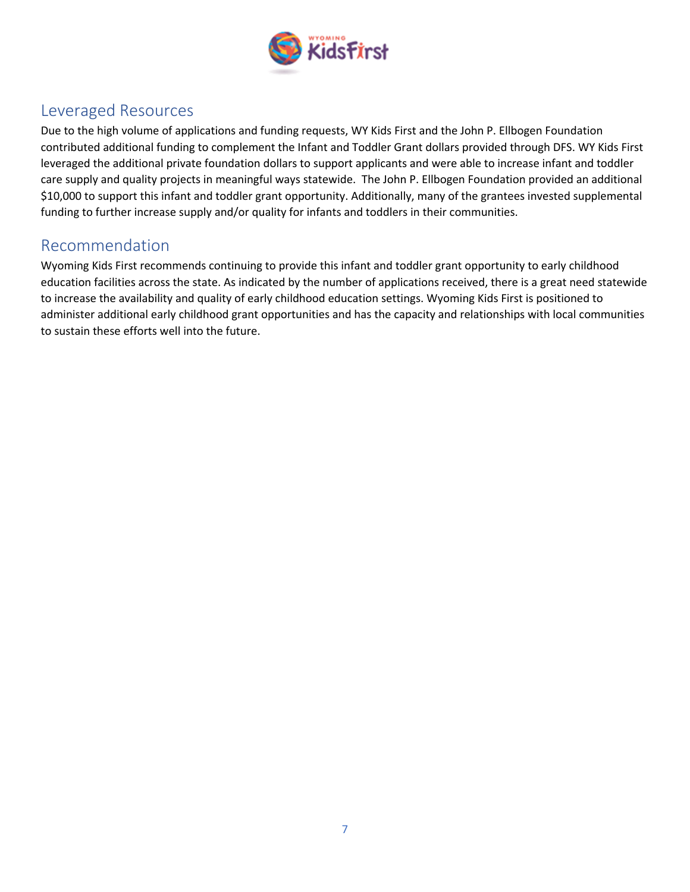## Leveraged Resources

Due to the high volume of applications and funding requests, WY Kids First and the John P. Ellbogen Foundation contributed additional funding to complement the Infant and Toddler Grant dollars provided through DFS. WY Kids First leveraged the additional private foundation dollars to support applicants and were able to increase infant and toddler care supply and quality projects in meaningful ways statewide. The John P. Ellbogen Foundation provided an additional $10,000 to support this infant and toddler grant opportunity. Additionally, many of the grantees invested supplemental funding to further increase supply and/or quality for infants and toddlers in their communities.

## Recommendation

Wyoming Kids First recommends continuing to provide this infant and toddler grant opportunity to early childhood education facilities across the state. As indicated by the number of applications received, there is a great need statewide to increase the availability and quality of early childhood education settings. Wyoming Kids First is positioned to administer additional early childhood grant opportunities and has the capacity and relationships with local communities to sustain these efforts well into the future.